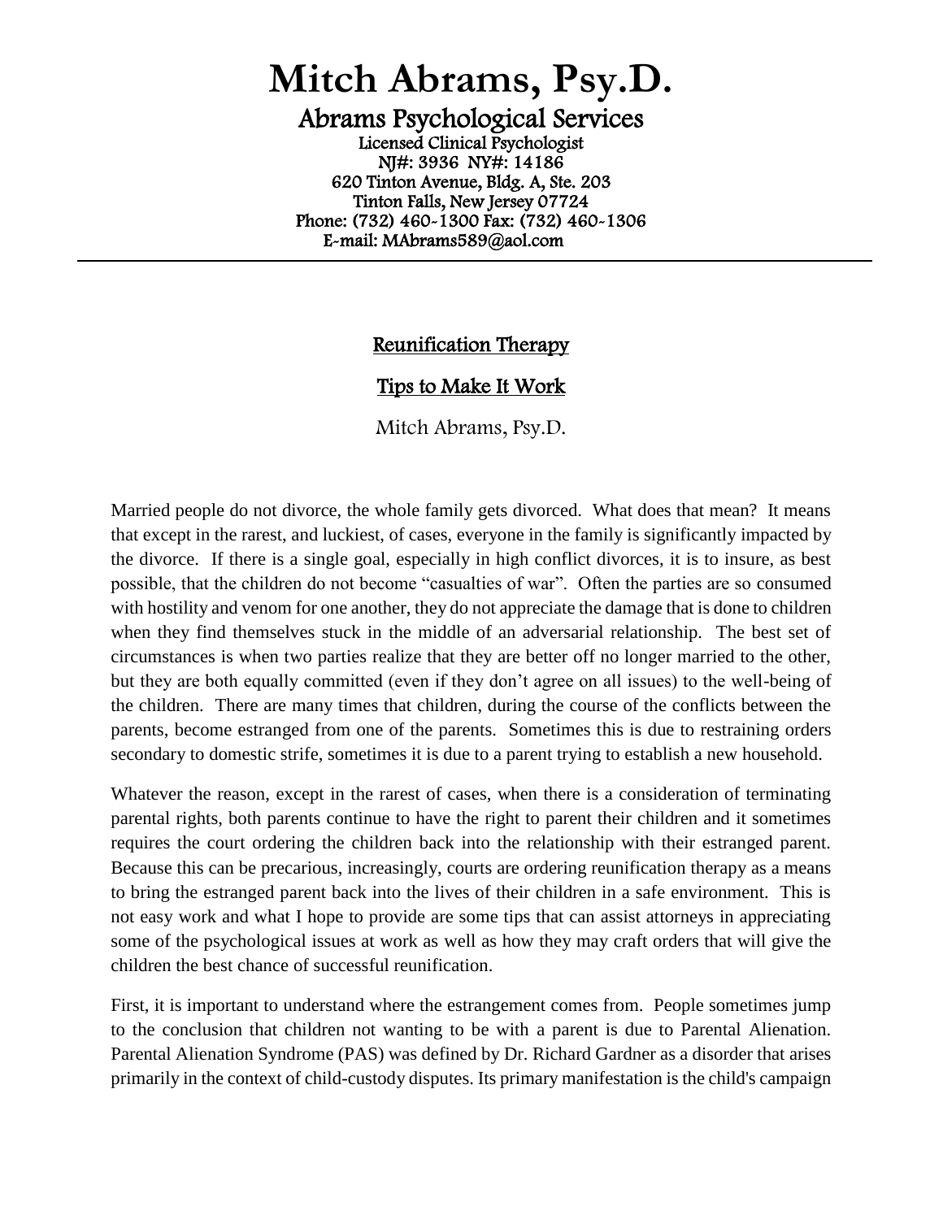# Mitch Abrams, Psy.D.

## Abrams Psychological Services

Licensed Clinical Psychologist
NJ#: 3936 NY#: 14186
620 Tinton Avenue, Bldg. A, Ste. 203
Tinton Falls, New Jersey 07724
Phone: (732) 460-1300 Fax: (732) 460-1306
E-mail: MAbrams589@aol.com

---

## Reunification Therapy

## Tips to Make It Work

Mitch Abrams, Psy.D.

Married people do not divorce, the whole family gets divorced. What does that mean? It means that except in the rarest, and luckiest, of cases, everyone in the family is significantly impacted by the divorce. If there is a single goal, especially in high conflict divorces, it is to insure, as best possible, that the children do not become "casualties of war". Often the parties are so consumed with hostility and venom for one another, they do not appreciate the damage that is done to children when they find themselves stuck in the middle of an adversarial relationship. The best set of circumstances is when two parties realize that they are better off no longer married to the other, but they are both equally committed (even if they don't agree on all issues) to the well-being of the children. There are many times that children, during the course of the conflicts between the parents, become estranged from one of the parents. Sometimes this is due to restraining orders secondary to domestic strife, sometimes it is due to a parent trying to establish a new household.

Whatever the reason, except in the rarest of cases, when there is a consideration of terminating parental rights, both parents continue to have the right to parent their children and it sometimes requires the court ordering the children back into the relationship with their estranged parent. Because this can be precarious, increasingly, courts are ordering reunification therapy as a means to bring the estranged parent back into the lives of their children in a safe environment. This is not easy work and what I hope to provide are some tips that can assist attorneys in appreciating some of the psychological issues at work as well as how they may craft orders that will give the children the best chance of successful reunification.

First, it is important to understand where the estrangement comes from. People sometimes jump to the conclusion that children not wanting to be with a parent is due to Parental Alienation. Parental Alienation Syndrome (PAS) was defined by Dr. Richard Gardner as a disorder that arises primarily in the context of child-custody disputes. Its primary manifestation is the child's campaign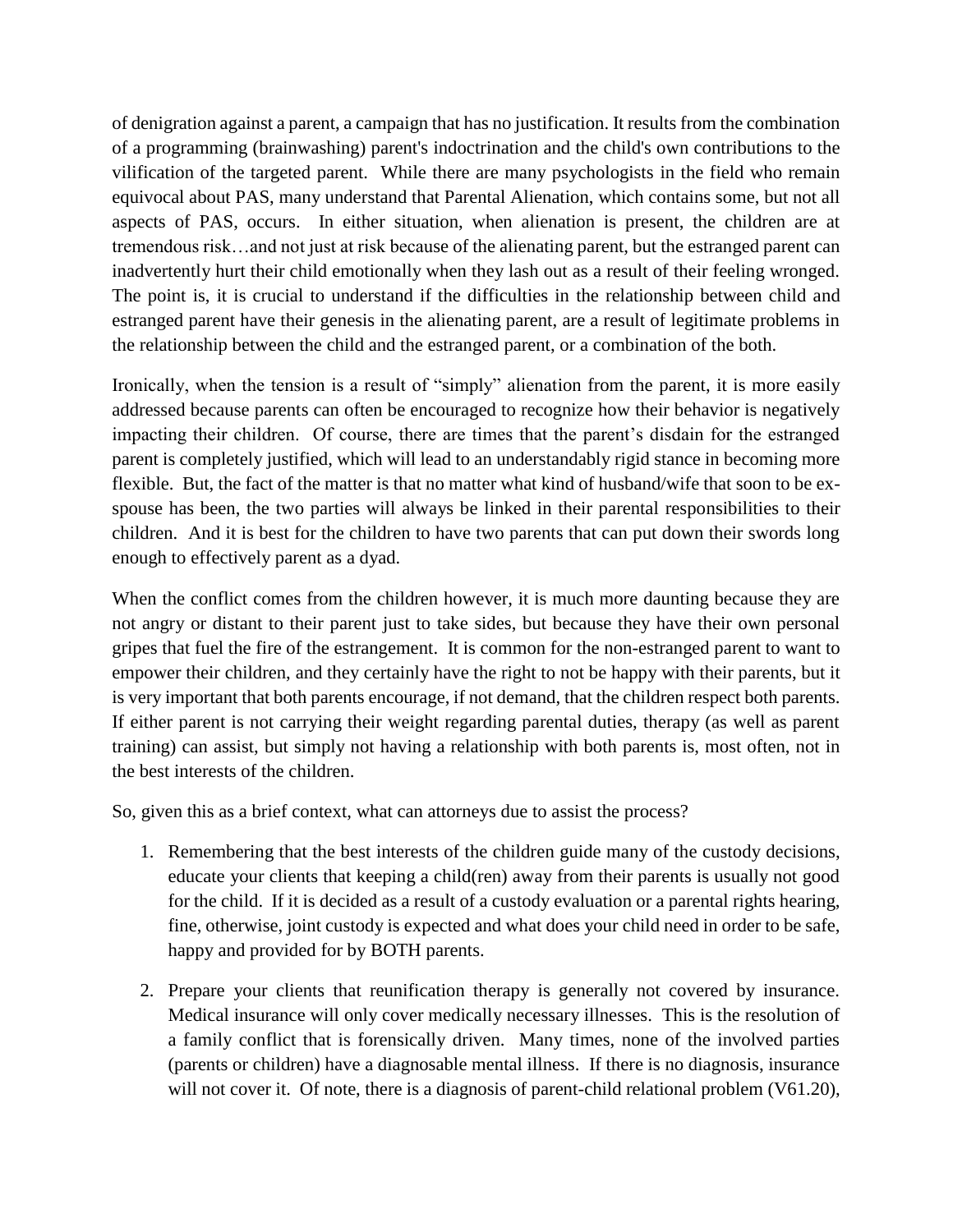of denigration against a parent, a campaign that has no justification. It results from the combination of a programming (brainwashing) parent's indoctrination and the child's own contributions to the vilification of the targeted parent. While there are many psychologists in the field who remain equivocal about PAS, many understand that Parental Alienation, which contains some, but not all aspects of PAS, occurs. In either situation, when alienation is present, the children are at tremendous risk…and not just at risk because of the alienating parent, but the estranged parent can inadvertently hurt their child emotionally when they lash out as a result of their feeling wronged. The point is, it is crucial to understand if the difficulties in the relationship between child and estranged parent have their genesis in the alienating parent, are a result of legitimate problems in the relationship between the child and the estranged parent, or a combination of the both.

Ironically, when the tension is a result of "simply" alienation from the parent, it is more easily addressed because parents can often be encouraged to recognize how their behavior is negatively impacting their children. Of course, there are times that the parent's disdain for the estranged parent is completely justified, which will lead to an understandably rigid stance in becoming more flexible. But, the fact of the matter is that no matter what kind of husband/wife that soon to be ex-spouse has been, the two parties will always be linked in their parental responsibilities to their children. And it is best for the children to have two parents that can put down their swords long enough to effectively parent as a dyad.

When the conflict comes from the children however, it is much more daunting because they are not angry or distant to their parent just to take sides, but because they have their own personal gripes that fuel the fire of the estrangement. It is common for the non-estranged parent to want to empower their children, and they certainly have the right to not be happy with their parents, but it is very important that both parents encourage, if not demand, that the children respect both parents. If either parent is not carrying their weight regarding parental duties, therapy (as well as parent training) can assist, but simply not having a relationship with both parents is, most often, not in the best interests of the children.

So, given this as a brief context, what can attorneys due to assist the process?

1. Remembering that the best interests of the children guide many of the custody decisions, educate your clients that keeping a child(ren) away from their parents is usually not good for the child. If it is decided as a result of a custody evaluation or a parental rights hearing, fine, otherwise, joint custody is expected and what does your child need in order to be safe, happy and provided for by BOTH parents.

2. Prepare your clients that reunification therapy is generally not covered by insurance. Medical insurance will only cover medically necessary illnesses. This is the resolution of a family conflict that is forensically driven. Many times, none of the involved parties (parents or children) have a diagnosable mental illness. If there is no diagnosis, insurance will not cover it. Of note, there is a diagnosis of parent-child relational problem (V61.20),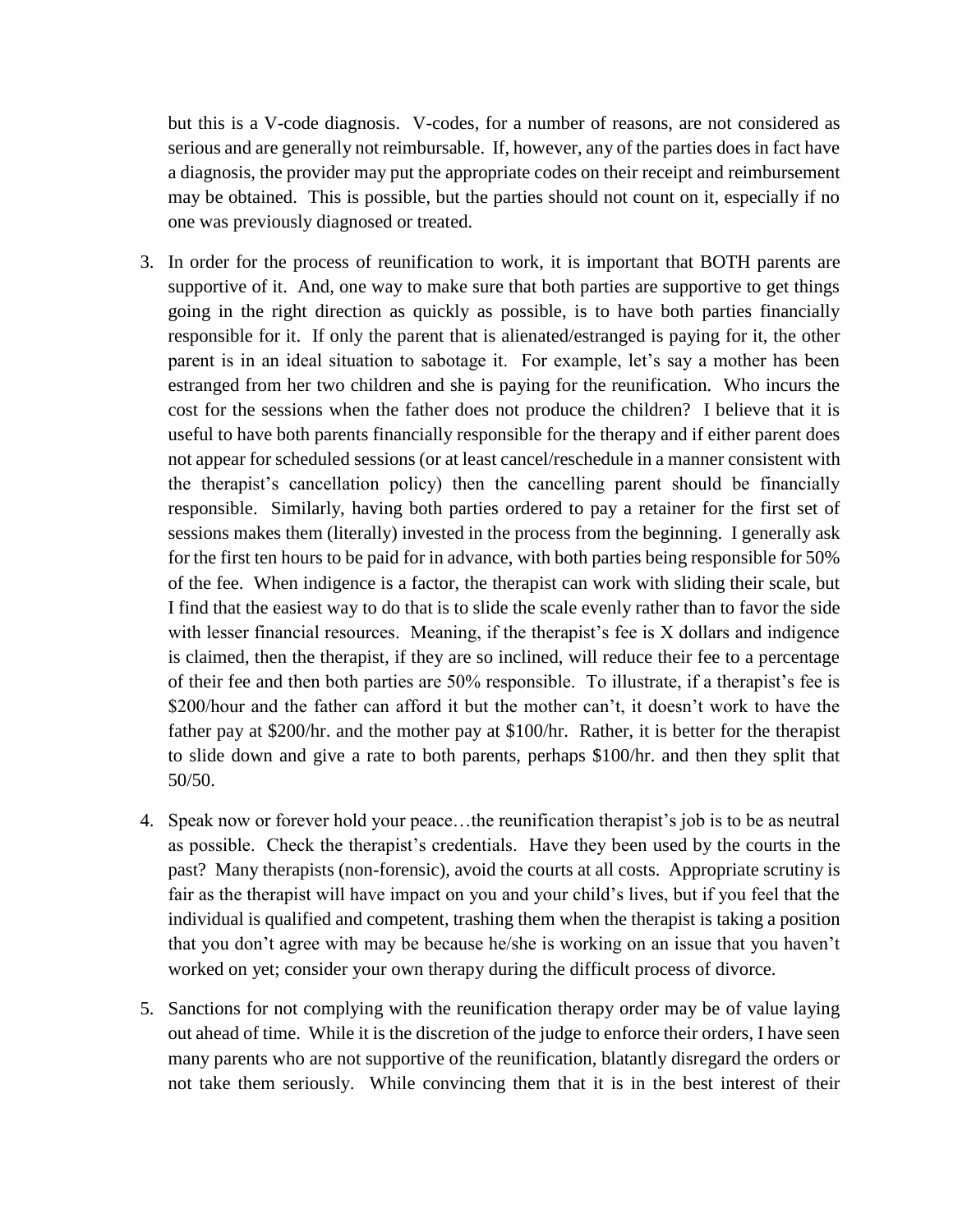but this is a V-code diagnosis. V-codes, for a number of reasons, are not considered as serious and are generally not reimbursable. If, however, any of the parties does in fact have a diagnosis, the provider may put the appropriate codes on their receipt and reimbursement may be obtained. This is possible, but the parties should not count on it, especially if no one was previously diagnosed or treated.

3. In order for the process of reunification to work, it is important that BOTH parents are supportive of it. And, one way to make sure that both parties are supportive to get things going in the right direction as quickly as possible, is to have both parties financially responsible for it. If only the parent that is alienated/estranged is paying for it, the other parent is in an ideal situation to sabotage it. For example, let's say a mother has been estranged from her two children and she is paying for the reunification. Who incurs the cost for the sessions when the father does not produce the children? I believe that it is useful to have both parents financially responsible for the therapy and if either parent does not appear for scheduled sessions (or at least cancel/reschedule in a manner consistent with the therapist's cancellation policy) then the cancelling parent should be financially responsible. Similarly, having both parties ordered to pay a retainer for the first set of sessions makes them (literally) invested in the process from the beginning. I generally ask for the first ten hours to be paid for in advance, with both parties being responsible for 50% of the fee. When indigence is a factor, the therapist can work with sliding their scale, but I find that the easiest way to do that is to slide the scale evenly rather than to favor the side with lesser financial resources. Meaning, if the therapist's fee is X dollars and indigence is claimed, then the therapist, if they are so inclined, will reduce their fee to a percentage of their fee and then both parties are 50% responsible. To illustrate, if a therapist's fee is $200/hour and the father can afford it but the mother can't, it doesn't work to have the father pay at $200/hr. and the mother pay at $100/hr. Rather, it is better for the therapist to slide down and give a rate to both parents, perhaps $100/hr. and then they split that 50/50.

4. Speak now or forever hold your peace…the reunification therapist's job is to be as neutral as possible. Check the therapist's credentials. Have they been used by the courts in the past? Many therapists (non-forensic), avoid the courts at all costs. Appropriate scrutiny is fair as the therapist will have impact on you and your child's lives, but if you feel that the individual is qualified and competent, trashing them when the therapist is taking a position that you don't agree with may be because he/she is working on an issue that you haven't worked on yet; consider your own therapy during the difficult process of divorce.

5. Sanctions for not complying with the reunification therapy order may be of value laying out ahead of time. While it is the discretion of the judge to enforce their orders, I have seen many parents who are not supportive of the reunification, blatantly disregard the orders or not take them seriously. While convincing them that it is in the best interest of their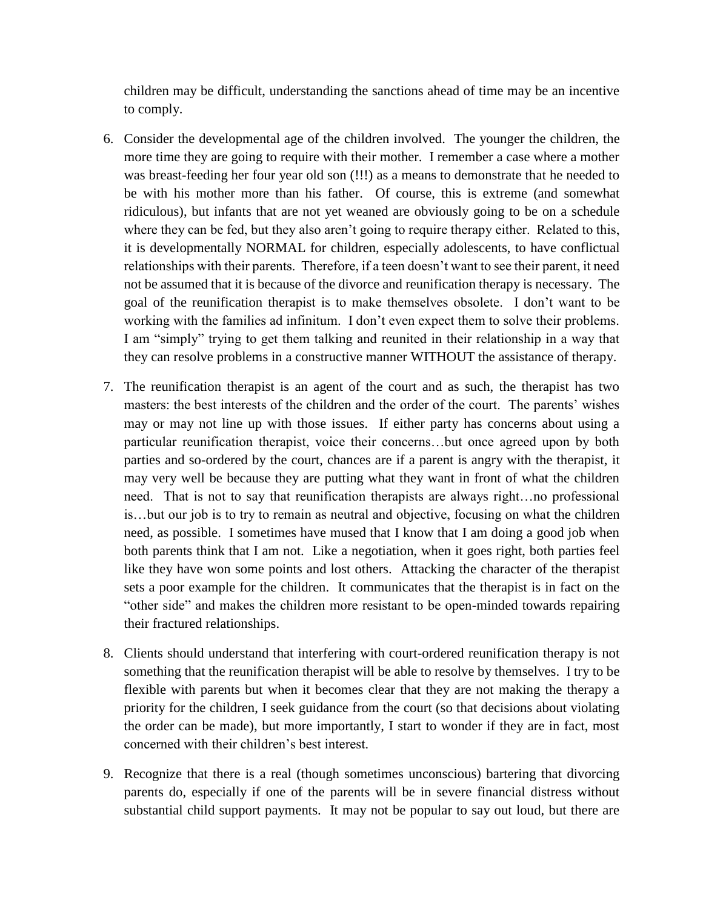children may be difficult, understanding the sanctions ahead of time may be an incentive to comply.

6. Consider the developmental age of the children involved. The younger the children, the more time they are going to require with their mother. I remember a case where a mother was breast-feeding her four year old son (!!!) as a means to demonstrate that he needed to be with his mother more than his father. Of course, this is extreme (and somewhat ridiculous), but infants that are not yet weaned are obviously going to be on a schedule where they can be fed, but they also aren't going to require therapy either. Related to this, it is developmentally NORMAL for children, especially adolescents, to have conflictual relationships with their parents. Therefore, if a teen doesn't want to see their parent, it need not be assumed that it is because of the divorce and reunification therapy is necessary. The goal of the reunification therapist is to make themselves obsolete. I don't want to be working with the families ad infinitum. I don't even expect them to solve their problems. I am "simply" trying to get them talking and reunited in their relationship in a way that they can resolve problems in a constructive manner WITHOUT the assistance of therapy.

7. The reunification therapist is an agent of the court and as such, the therapist has two masters: the best interests of the children and the order of the court. The parents' wishes may or may not line up with those issues. If either party has concerns about using a particular reunification therapist, voice their concerns…but once agreed upon by both parties and so-ordered by the court, chances are if a parent is angry with the therapist, it may very well be because they are putting what they want in front of what the children need. That is not to say that reunification therapists are always right…no professional is…but our job is to try to remain as neutral and objective, focusing on what the children need, as possible. I sometimes have mused that I know that I am doing a good job when both parents think that I am not. Like a negotiation, when it goes right, both parties feel like they have won some points and lost others. Attacking the character of the therapist sets a poor example for the children. It communicates that the therapist is in fact on the "other side" and makes the children more resistant to be open-minded towards repairing their fractured relationships.

8. Clients should understand that interfering with court-ordered reunification therapy is not something that the reunification therapist will be able to resolve by themselves. I try to be flexible with parents but when it becomes clear that they are not making the therapy a priority for the children, I seek guidance from the court (so that decisions about violating the order can be made), but more importantly, I start to wonder if they are in fact, most concerned with their children's best interest.

9. Recognize that there is a real (though sometimes unconscious) bartering that divorcing parents do, especially if one of the parents will be in severe financial distress without substantial child support payments. It may not be popular to say out loud, but there are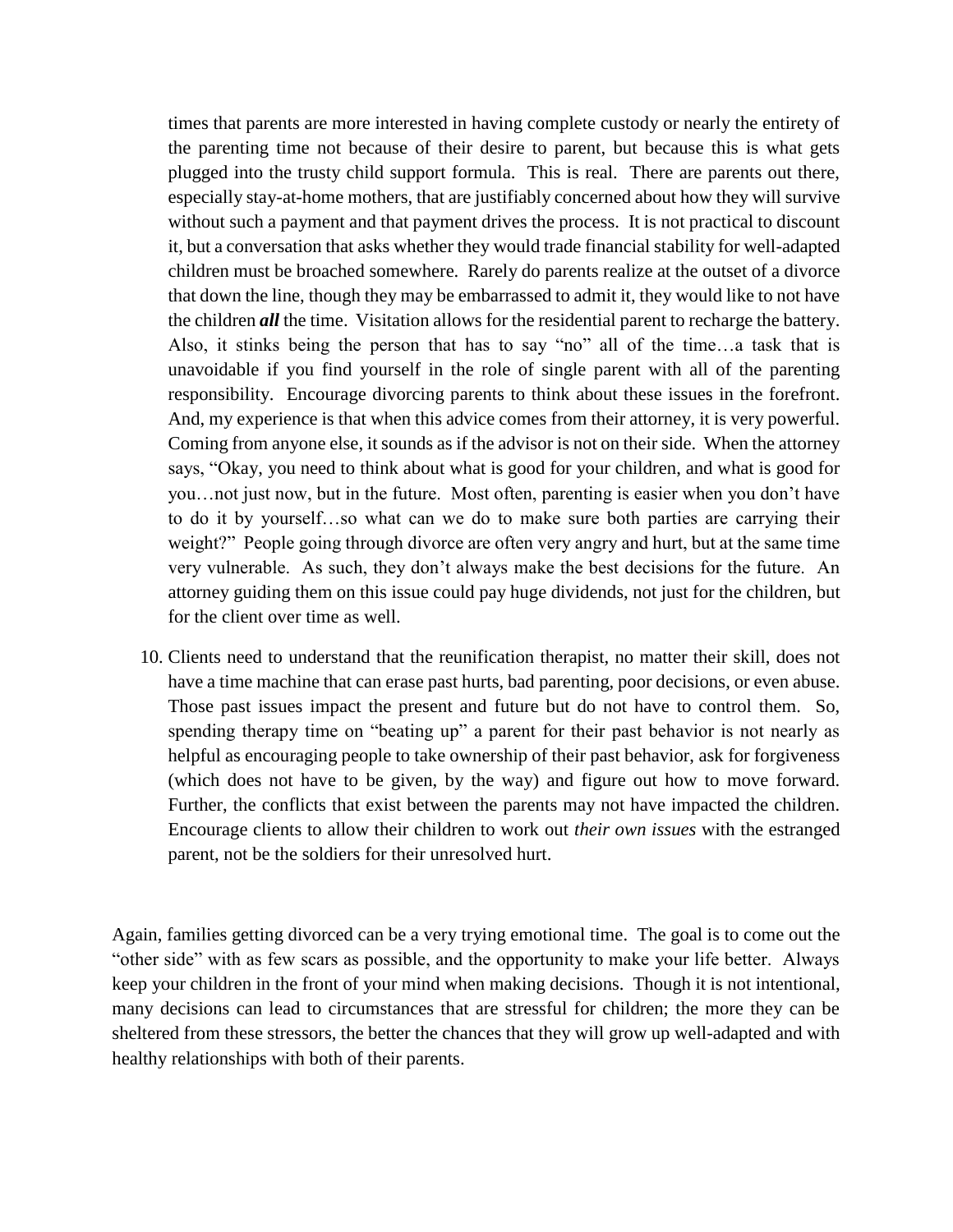times that parents are more interested in having complete custody or nearly the entirety of the parenting time not because of their desire to parent, but because this is what gets plugged into the trusty child support formula. This is real. There are parents out there, especially stay-at-home mothers, that are justifiably concerned about how they will survive without such a payment and that payment drives the process. It is not practical to discount it, but a conversation that asks whether they would trade financial stability for well-adapted children must be broached somewhere. Rarely do parents realize at the outset of a divorce that down the line, though they may be embarrassed to admit it, they would like to not have the children ***all*** the time. Visitation allows for the residential parent to recharge the battery. Also, it stinks being the person that has to say "no" all of the time…a task that is unavoidable if you find yourself in the role of single parent with all of the parenting responsibility. Encourage divorcing parents to think about these issues in the forefront. And, my experience is that when this advice comes from their attorney, it is very powerful. Coming from anyone else, it sounds as if the advisor is not on their side. When the attorney says, "Okay, you need to think about what is good for your children, and what is good for you…not just now, but in the future. Most often, parenting is easier when you don't have to do it by yourself…so what can we do to make sure both parties are carrying their weight?" People going through divorce are often very angry and hurt, but at the same time very vulnerable. As such, they don't always make the best decisions for the future. An attorney guiding them on this issue could pay huge dividends, not just for the children, but for the client over time as well.

10. Clients need to understand that the reunification therapist, no matter their skill, does not have a time machine that can erase past hurts, bad parenting, poor decisions, or even abuse. Those past issues impact the present and future but do not have to control them. So, spending therapy time on "beating up" a parent for their past behavior is not nearly as helpful as encouraging people to take ownership of their past behavior, ask for forgiveness (which does not have to be given, by the way) and figure out how to move forward. Further, the conflicts that exist between the parents may not have impacted the children. Encourage clients to allow their children to work out *their own issues* with the estranged parent, not be the soldiers for their unresolved hurt.

Again, families getting divorced can be a very trying emotional time. The goal is to come out the "other side" with as few scars as possible, and the opportunity to make your life better. Always keep your children in the front of your mind when making decisions. Though it is not intentional, many decisions can lead to circumstances that are stressful for children; the more they can be sheltered from these stressors, the better the chances that they will grow up well-adapted and with healthy relationships with both of their parents.